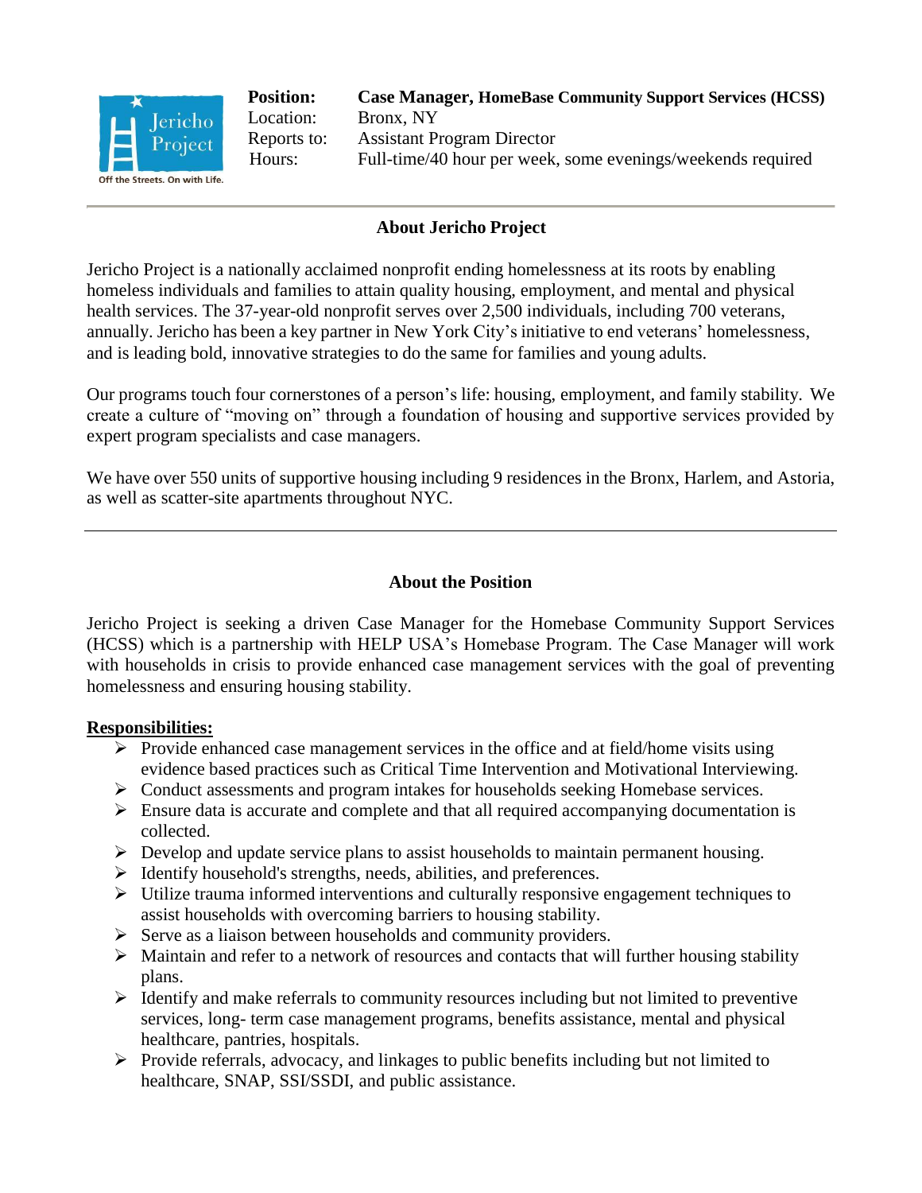**Position:** **Case Manager, HomeBase Community Support Services (HCSS)**
Location: Bronx, NY
Reports to: Assistant Program Director
Hours: Full-time/40 hour per week, some evenings/weekends required

---

## About Jericho Project

Jericho Project is a nationally acclaimed nonprofit ending homelessness at its roots by enabling homeless individuals and families to attain quality housing, employment, and mental and physical health services. The 37-year-old nonprofit serves over 2,500 individuals, including 700 veterans, annually. Jericho has been a key partner in New York City's initiative to end veterans' homelessness, and is leading bold, innovative strategies to do the same for families and young adults.

Our programs touch four cornerstones of a person's life: housing, employment, and family stability. We create a culture of "moving on" through a foundation of housing and supportive services provided by expert program specialists and case managers.

We have over 550 units of supportive housing including 9 residences in the Bronx, Harlem, and Astoria, as well as scatter-site apartments throughout NYC.

---

## About the Position

Jericho Project is seeking a driven Case Manager for the Homebase Community Support Services (HCSS) which is a partnership with HELP USA's Homebase Program. The Case Manager will work with households in crisis to provide enhanced case management services with the goal of preventing homelessness and ensuring housing stability.

**Responsibilities:**

- Provide enhanced case management services in the office and at field/home visits using evidence based practices such as Critical Time Intervention and Motivational Interviewing.
- Conduct assessments and program intakes for households seeking Homebase services.
- Ensure data is accurate and complete and that all required accompanying documentation is collected.
- Develop and update service plans to assist households to maintain permanent housing.
- Identify household's strengths, needs, abilities, and preferences.
- Utilize trauma informed interventions and culturally responsive engagement techniques to assist households with overcoming barriers to housing stability.
- Serve as a liaison between households and community providers.
- Maintain and refer to a network of resources and contacts that will further housing stability plans.
- Identify and make referrals to community resources including but not limited to preventive services, long- term case management programs, benefits assistance, mental and physical healthcare, pantries, hospitals.
- Provide referrals, advocacy, and linkages to public benefits including but not limited to healthcare, SNAP, SSI/SSDI, and public assistance.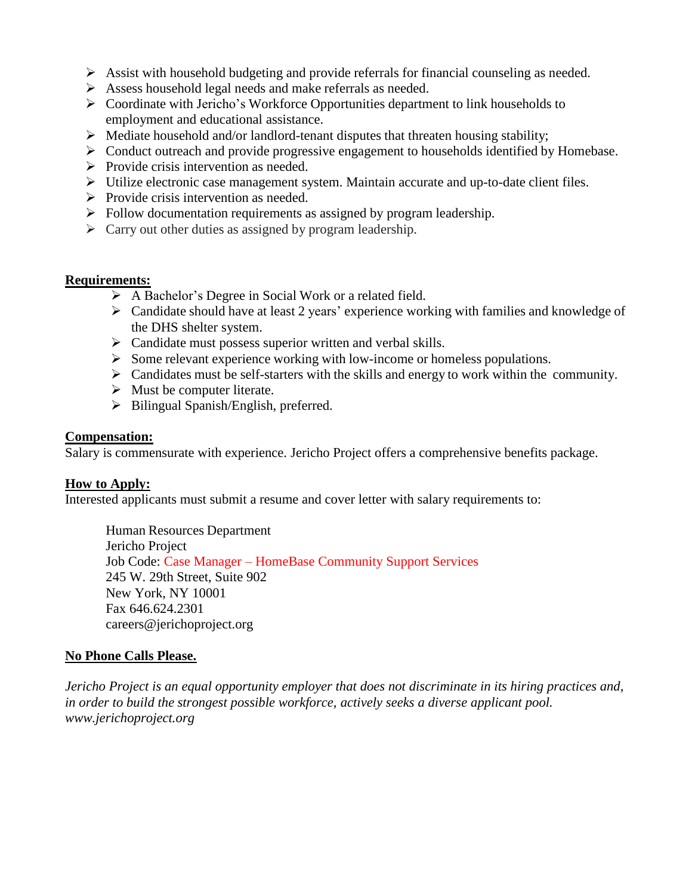- Assist with household budgeting and provide referrals for financial counseling as needed.
- Assess household legal needs and make referrals as needed.
- Coordinate with Jericho's Workforce Opportunities department to link households to employment and educational assistance.
- Mediate household and/or landlord-tenant disputes that threaten housing stability;
- Conduct outreach and provide progressive engagement to households identified by Homebase.
- Provide crisis intervention as needed.
- Utilize electronic case management system. Maintain accurate and up-to-date client files.
- Provide crisis intervention as needed.
- Follow documentation requirements as assigned by program leadership.
- Carry out other duties as assigned by program leadership.

**Requirements:**

- A Bachelor's Degree in Social Work or a related field.
- Candidate should have at least 2 years' experience working with families and knowledge of the DHS shelter system.
- Candidate must possess superior written and verbal skills.
- Some relevant experience working with low-income or homeless populations.
- Candidates must be self-starters with the skills and energy to work within the community.
- Must be computer literate.
- Bilingual Spanish/English, preferred.

**Compensation:**

Salary is commensurate with experience. Jericho Project offers a comprehensive benefits package.

**How to Apply:**

Interested applicants must submit a resume and cover letter with salary requirements to:

Human Resources Department
Jericho Project
Job Code: Case Manager – HomeBase Community Support Services
245 W. 29th Street, Suite 902
New York, NY 10001
Fax 646.624.2301
careers@jerichoproject.org

**No Phone Calls Please.**

*Jericho Project is an equal opportunity employer that does not discriminate in its hiring practices and, in order to build the strongest possible workforce, actively seeks a diverse applicant pool.*
*www.jerichoproject.org*